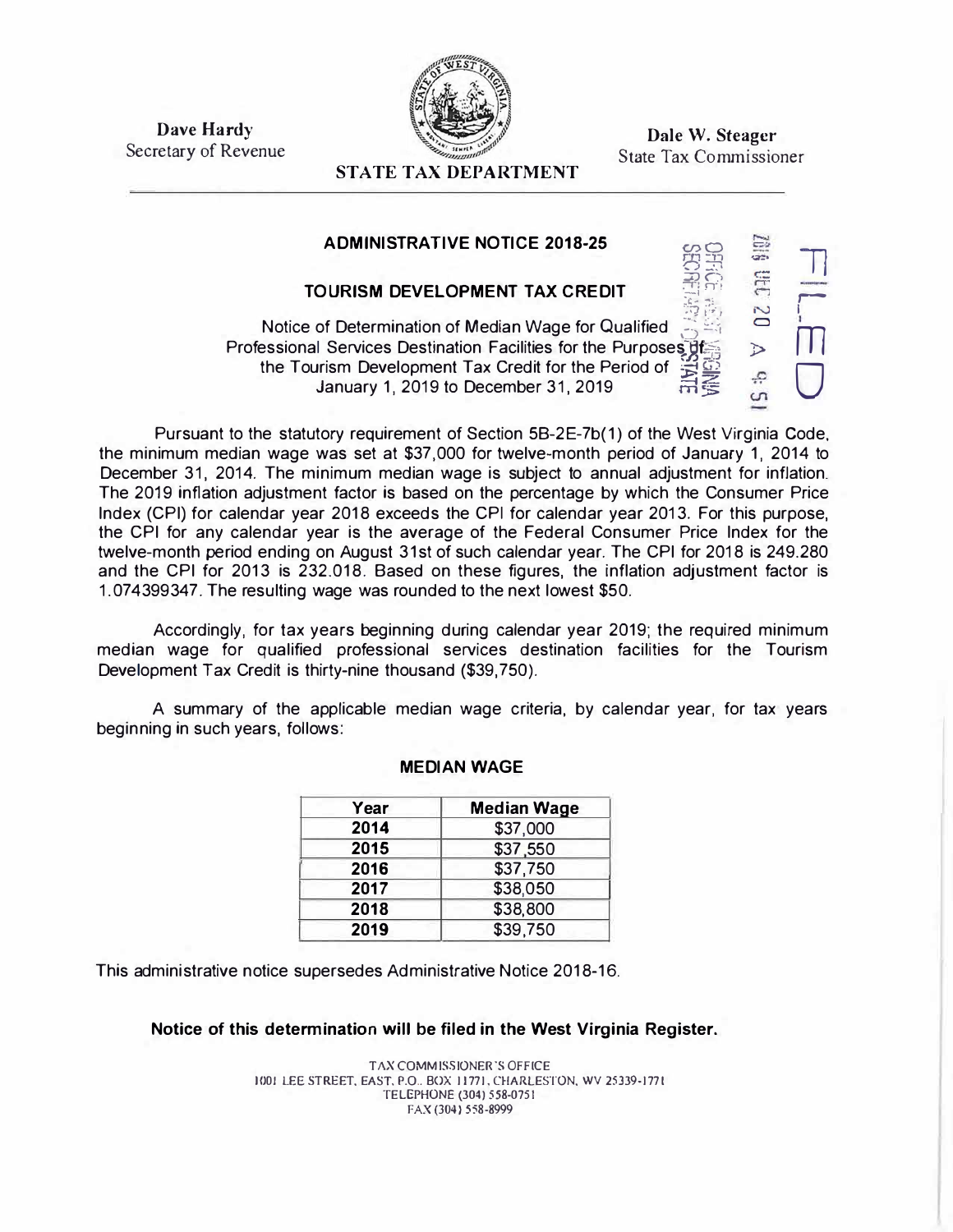Dave Hardy
Secretary of Revenue

Dale W. Steager
State Tax Commissioner

STATE TAX DEPARTMENT

FILED

2018 DEC 20 A 9:51

OFFICE WEST VIRGINIA SECRETARY OF STATE

## ADMINISTRATIVE NOTICE 2018-25

## TOURISM DEVELOPMENT TAX CREDIT

Notice of Determination of Median Wage for Qualified Professional Services Destination Facilities for the Purposes of the Tourism Development Tax Credit for the Period of January 1, 2019 to December 31, 2019

Pursuant to the statutory requirement of Section 5B-2E-7b(1) of the West Virginia Code, the minimum median wage was set at $37,000 for twelve-month period of January 1, 2014 to December 31, 2014. The minimum median wage is subject to annual adjustment for inflation. The 2019 inflation adjustment factor is based on the percentage by which the Consumer Price Index (CPI) for calendar year 2018 exceeds the CPI for calendar year 2013. For this purpose, the CPI for any calendar year is the average of the Federal Consumer Price Index for the twelve-month period ending on August 31st of such calendar year. The CPI for 2018 is 249.280 and the CPI for 2013 is 232.018. Based on these figures, the inflation adjustment factor is 1.074399347. The resulting wage was rounded to the next lowest $50.

Accordingly, for tax years beginning during calendar year 2019; the required minimum median wage for qualified professional services destination facilities for the Tourism Development Tax Credit is thirty-nine thousand ($39,750).

A summary of the applicable median wage criteria, by calendar year, for tax years beginning in such years, follows:

### MEDIAN WAGE

| Year | Median Wage |
|---|---|
| 2014 | $37,000 |
| 2015 | $37,550 |
| 2016 | $37,750 |
| 2017 | $38,050 |
| 2018 | $38,800 |
| 2019 | $39,750 |

This administrative notice supersedes Administrative Notice 2018-16.

**Notice of this determination will be filed in the West Virginia Register.**

TAX COMMISSIONER'S OFFICE
1001 LEE STREET, EAST, P.O. BOX 11771, CHARLESTON, WV 25339-1771
TELEPHONE (304) 558-0751
FAX (304) 558-8999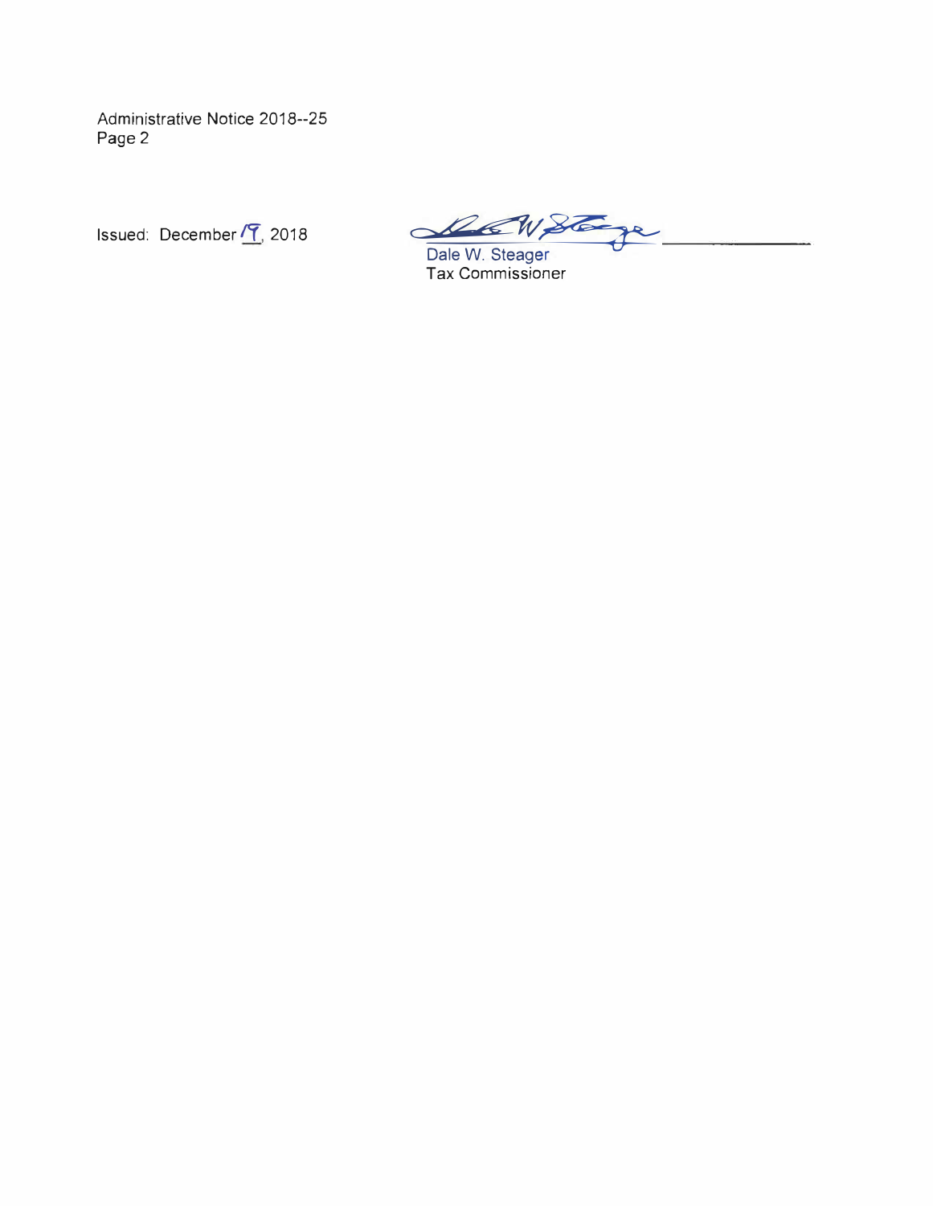Administrative Notice 2018--25
Page 2

Issued: December 19, 2018

Dale W. Steager
Tax Commissioner